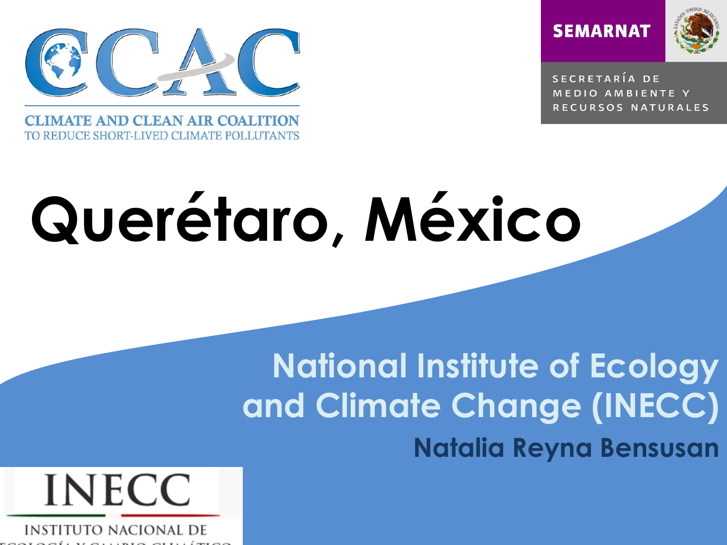CLIMATE AND CLEAN AIR COALITION
TO REDUCE SHORT-LIVED CLIMATE POLLUTANTS

SEMARNAT

SECRETARÍA DE MEDIO AMBIENTE Y RECURSOS NATURALES

# Querétaro, México

## National Institute of Ecology and Climate Change (INECC)

**Natalia Reyna Bensusan**

INECC

INSTITUTO NACIONAL DE ECOLOGÍA Y CAMBIO CLIMÁTICO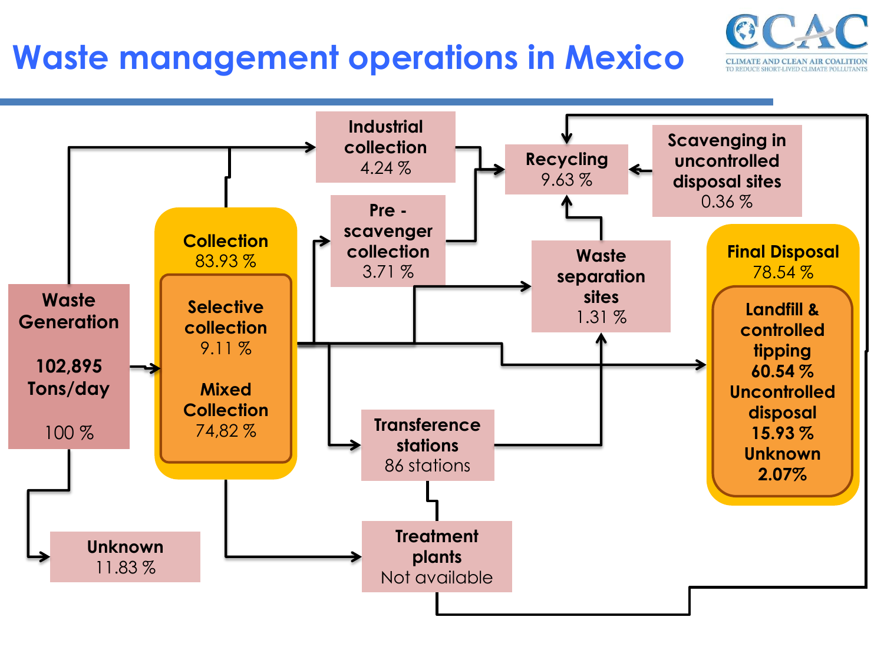# Waste management operations in Mexico

CLIMATE AND CLEAN AIR COALITION TO REDUCE SHORT-LIVED CLIMATE POLLUTANTS

**Waste Generation**
102,895 Tons/day
100 %

**Collection**
83.93 %

**Selective collection**
9.11 %

**Mixed Collection**
74,82 %

**Unknown**
11.83 %

**Industrial collection**
4.24 %

**Pre - scavenger collection**
3.71 %

**Recycling**
9.63 %

**Scavenging in uncontrolled disposal sites**
0.36 %

**Waste separation sites**
1.31 %

**Transference stations**
86 stations

**Treatment plants**
Not available

**Final Disposal**
78.54 %

**Landfill & controlled tipping**
**60.54 %**
**Uncontrolled disposal**
**15.93 %**
**Unknown**
**2.07%**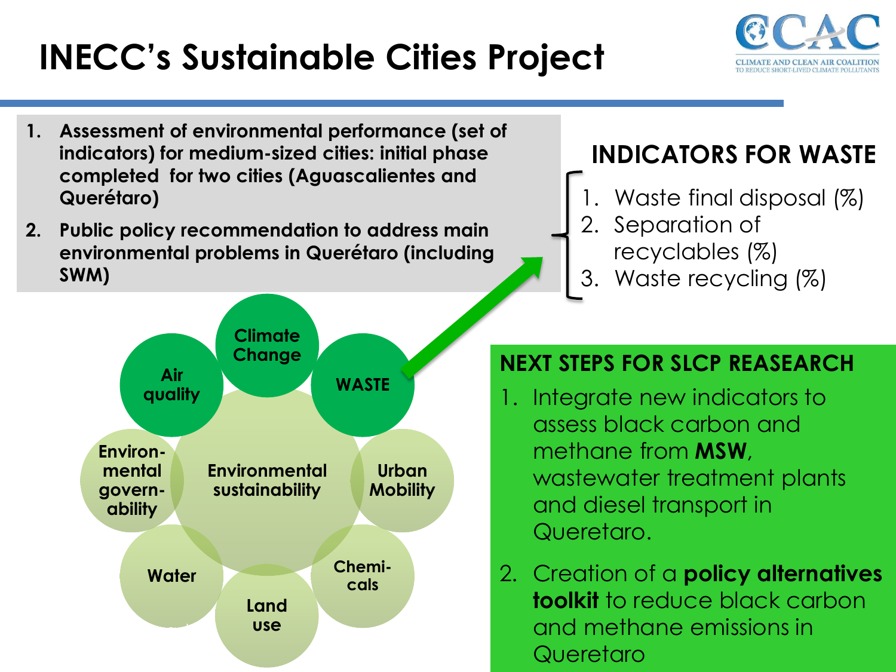# INECC's Sustainable Cities Project

1. **Assessment of environmental performance (set of indicators) for medium-sized cities: initial phase completed for two cities (Aguascalientes and Querétaro)**
2. **Public policy recommendation to address main environmental problems in Querétaro (including SWM)**

Climate Change

Air quality

WASTE

Environ-mental govern-ability

Environmental sustainability

Urban Mobility

Water

Chemi-cals

Land use

## INDICATORS FOR WASTE

1. Waste final disposal (%)
2. Separation of recyclables (%)
3. Waste recycling (%)

## NEXT STEPS FOR SLCP REASEARCH

1. Integrate new indicators to assess black carbon and methane from **MSW**, wastewater treatment plants and diesel transport in Queretaro.
2. Creation of a **policy alternatives toolkit** to reduce black carbon and methane emissions in Queretaro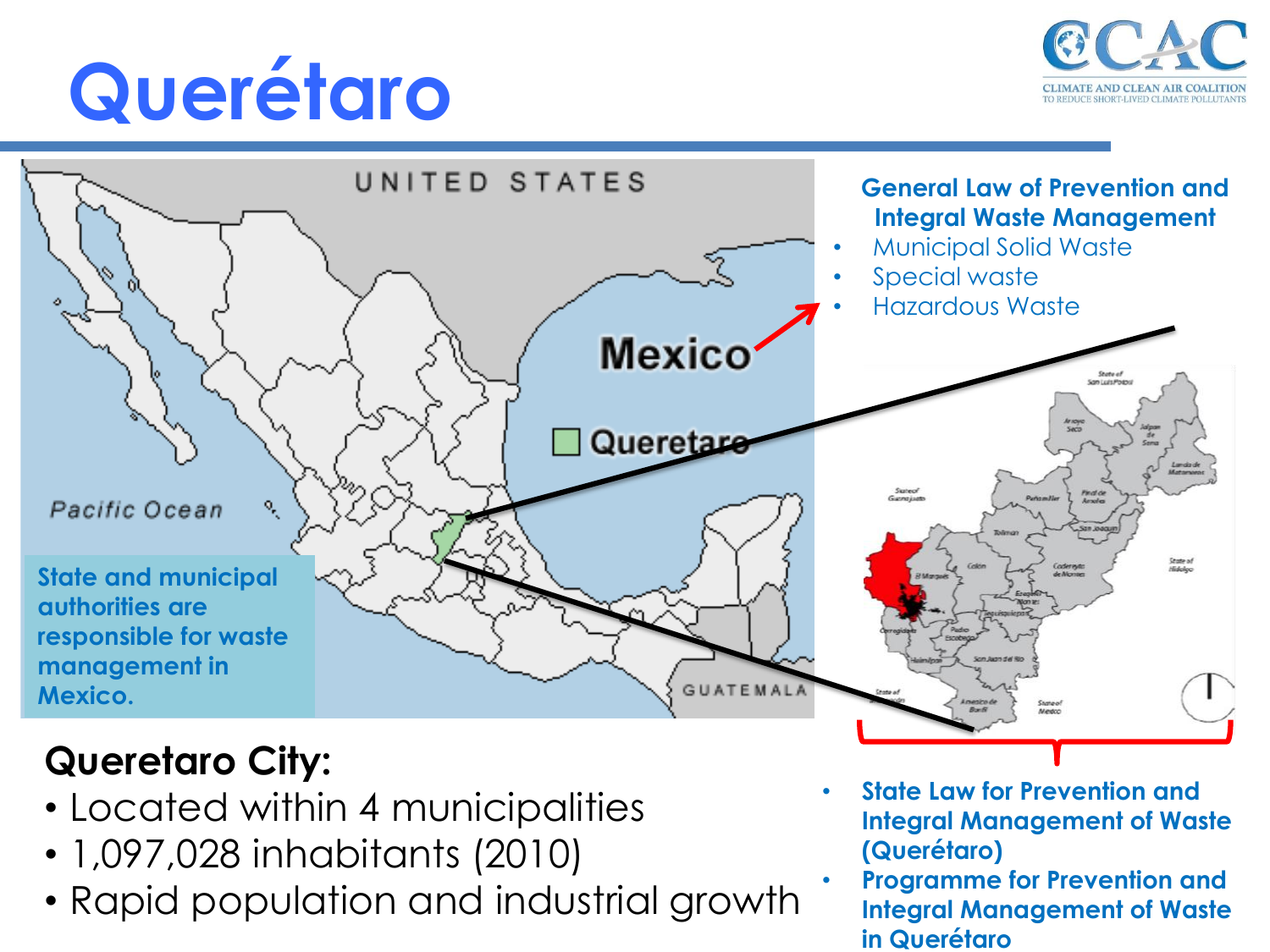# Querétaro

**General Law of Prevention and Integral Waste Management**

- Municipal Solid Waste
- Special waste
- Hazardous Waste

**State and municipal authorities are responsible for waste management in Mexico.**

## Queretaro City:

- Located within 4 municipalities
- 1,097,028 inhabitants (2010)
- Rapid population and industrial growth

- **State Law for Prevention and Integral Management of Waste (Querétaro)**
- **Programme for Prevention and Integral Management of Waste in Querétaro**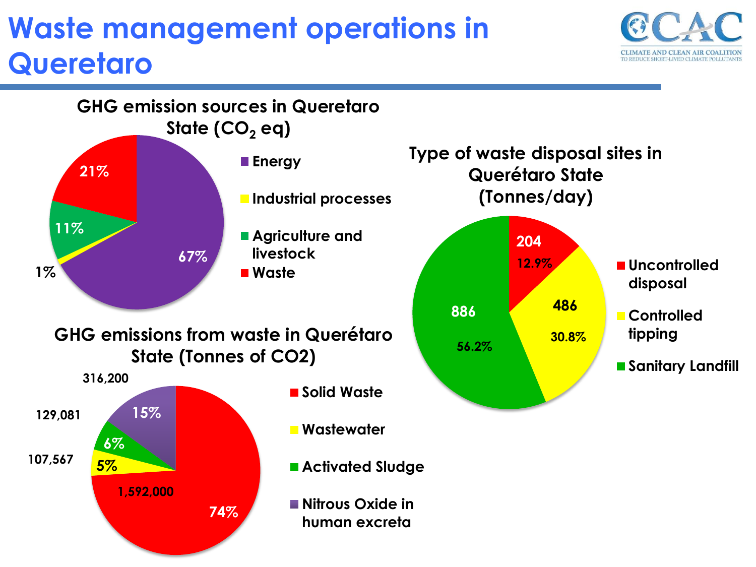# Waste management operations in Queretaro

## GHG emission sources in Queretaro State ($CO_2$ eq)

| Source | Share |
|---|---|
| Energy | 67% |
| Industrial processes | 1% |
| Agriculture and livestock | 11% |
| Waste | 21% |

## Type of waste disposal sites in Querétaro State (Tonnes/day)

| Type | Tonnes/day | Share |
|---|---|---|
| Uncontrolled disposal | 204 | 12.9% |
| Controlled tipping | 486 | 30.8% |
| Sanitary Landfill | 886 | 56.2% |

## GHG emissions from waste in Querétaro State (Tonnes of CO2)

| Source | Tonnes of CO2 | Share |
|---|---|---|
| Solid Waste | 1,592,000 | 74% |
| Wastewater | 107,567 | 5% |
| Activated Sludge | 129,081 | 6% |
| Nitrous Oxide in human excreta | 316,200 | 15% |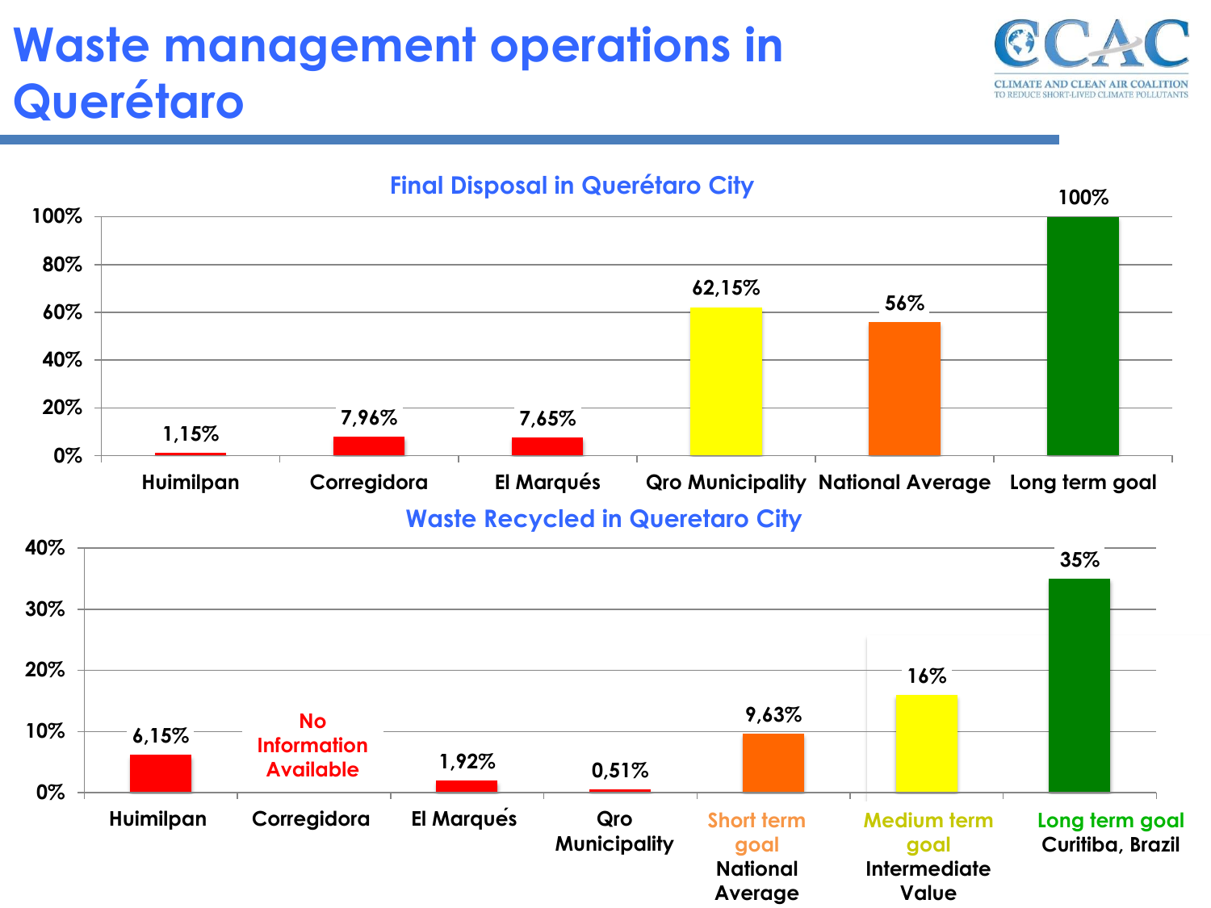# Waste management operations in Querétaro

CLIMATE AND CLEAN AIR COALITION TO REDUCE SHORT-LIVED CLIMATE POLLUTANTS

## Final Disposal in Querétaro City

| Huimilpan | Corregidora | El Marqués | Qro Municipality | National Average | Long term goal |
|---|---|---|---|---|---|
| 1,15% | 7,96% | 7,65% | 62,15% | 56% | 100% |

## Waste Recycled in Queretaro City

| Huimilpan | Corregidora | El Marqués | Qro Municipality | Short term goal National Average | Medium term goal Intermediate Value | Long term goal Curitiba, Brazil |
|---|---|---|---|---|---|---|
| 6,15% | No Information Available | 1,92% | 0,51% | 9,63% | 16% | 35% |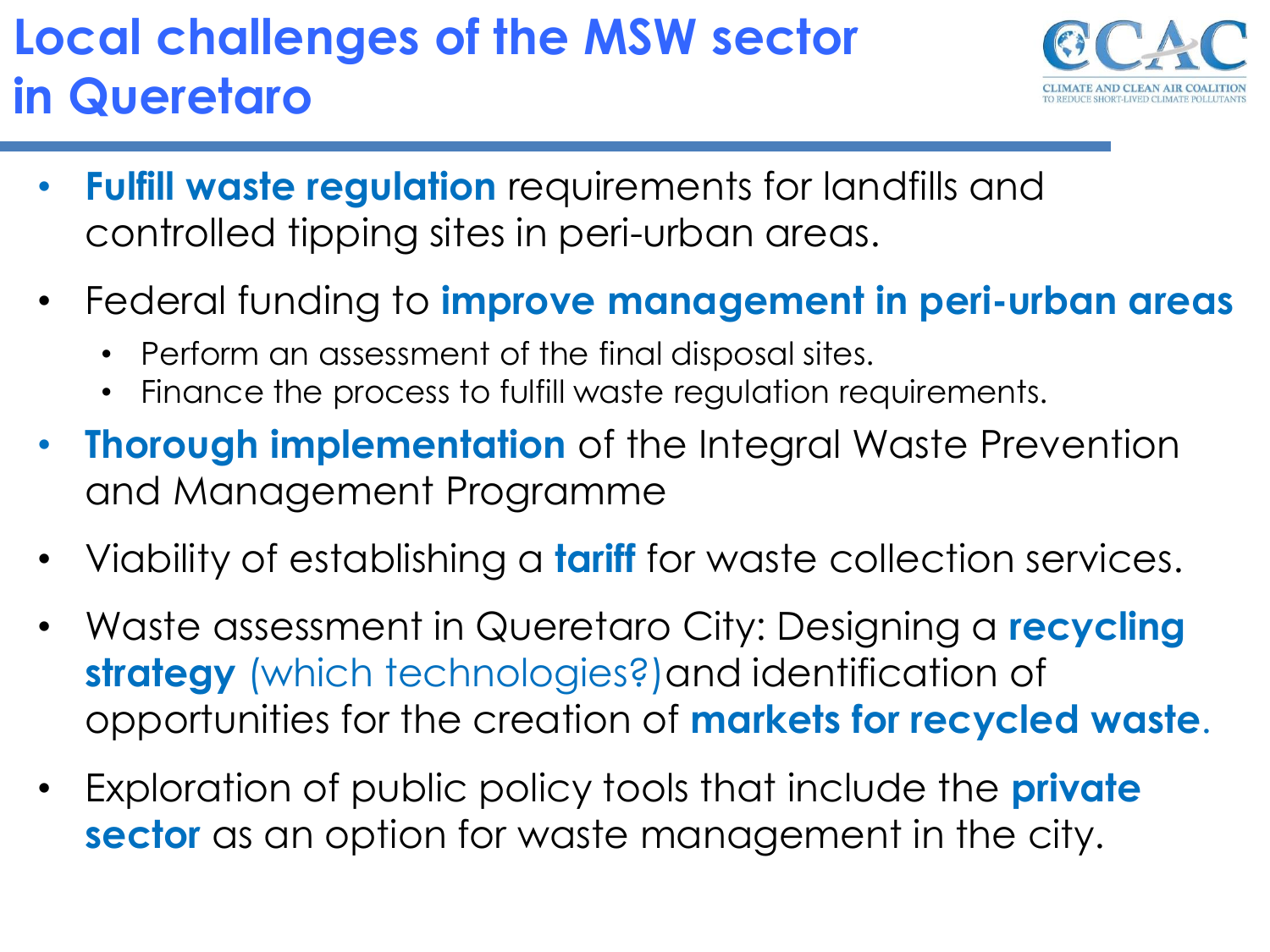# Local challenges of the MSW sector in Queretaro

- **Fulfill waste regulation** requirements for landfills and controlled tipping sites in peri-urban areas.
- Federal funding to **improve management in peri-urban areas**
  - Perform an assessment of the final disposal sites.
  - Finance the process to fulfill waste regulation requirements.
- **Thorough implementation** of the Integral Waste Prevention and Management Programme
- Viability of establishing a **tariff** for waste collection services.
- Waste assessment in Queretaro City: Designing a **recycling strategy** (which technologies?)and identification of opportunities for the creation of **markets for recycled waste**.
- Exploration of public policy tools that include the **private sector** as an option for waste management in the city.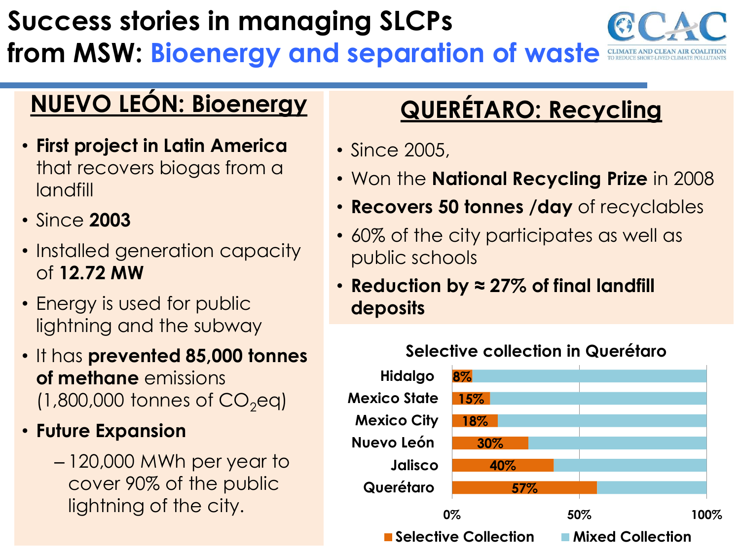# Success stories in managing SLCPs from MSW: Bioenergy and separation of waste

CLIMATE AND CLEAN AIR COALITION TO REDUCE SHORT-LIVED CLIMATE POLLUTANTS

## NUEVO LEÓN: Bioenergy

- **First project in Latin America** that recovers biogas from a landfill
- Since **2003**
- Installed generation capacity of **12.72 MW**
- Energy is used for public lightning and the subway
- It has **prevented 85,000 tonnes of methane** emissions (1,800,000 tonnes of $CO_2$eq)
- **Future Expansion**
  - 120,000 MWh per year to cover 90% of the public lightning of the city.

## QUERÉTARO: Recycling

- Since 2005,
- Won the **National Recycling Prize** in 2008
- **Recovers 50 tonnes /day** of recyclables
- 60% of the city participates as well as public schools
- **Reduction by ≈ 27% of final landfill deposits**

**Selective collection in Querétaro**

| | Selective Collection | Mixed Collection |
|---|---|---|
| Hidalgo | 8% | |
| Mexico State | 15% | |
| Mexico City | 18% | |
| Nuevo León | 30% | |
| Jalisco | 40% | |
| Querétaro | 57% | |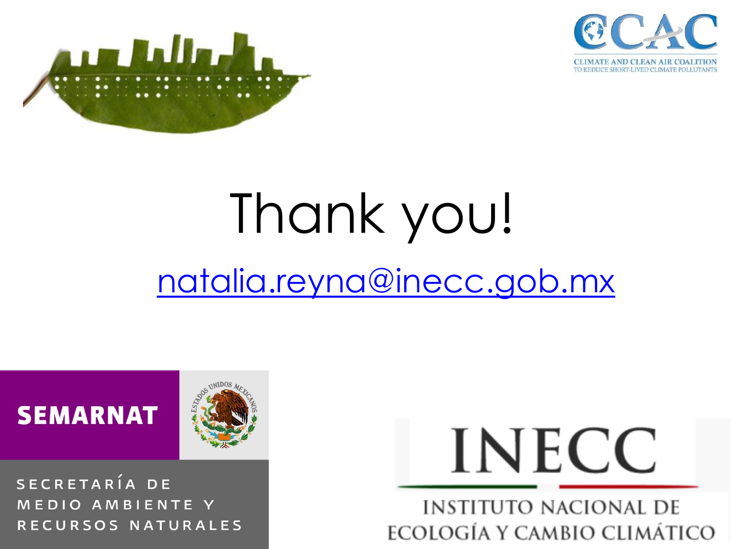CLIMATE AND CLEAN AIR COALITION
TO REDUCE SHORT-LIVED CLIMATE POLLUTANTS

# Thank you!

natalia.reyna@inecc.gob.mx

SEMARNAT

SECRETARÍA DE MEDIO AMBIENTE Y RECURSOS NATURALES

INECC

INSTITUTO NACIONAL DE ECOLOGÍA Y CAMBIO CLIMÁTICO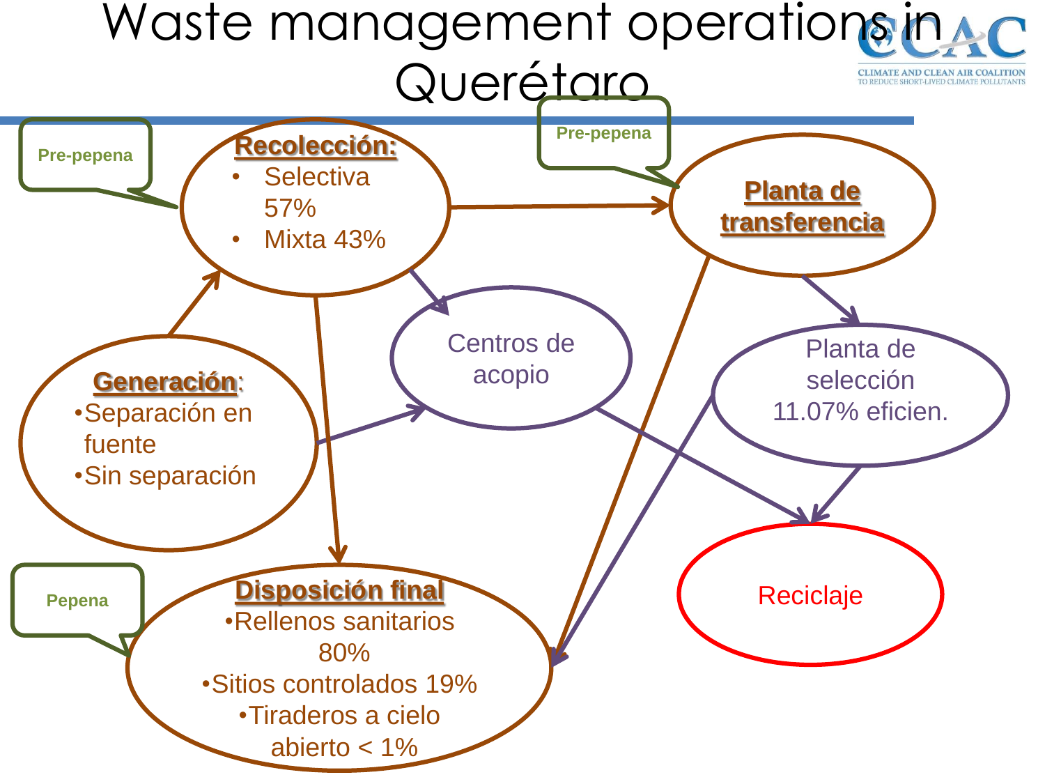# Waste management operations in Querétaro

**Pre-pepena**

**Recolección:**
- Selectiva 57%
- Mixta 43%

**Pre-pepena**

**Planta de transferencia**

**Generación:**
- Separación en fuente
- Sin separación

Centros de acopio

Planta de selección 11.07% eficien.

**Pepena**

**Disposición final**
- Rellenos sanitarios 80%
- Sitios controlados 19%
- Tiraderos a cielo abierto < 1%

Reciclaje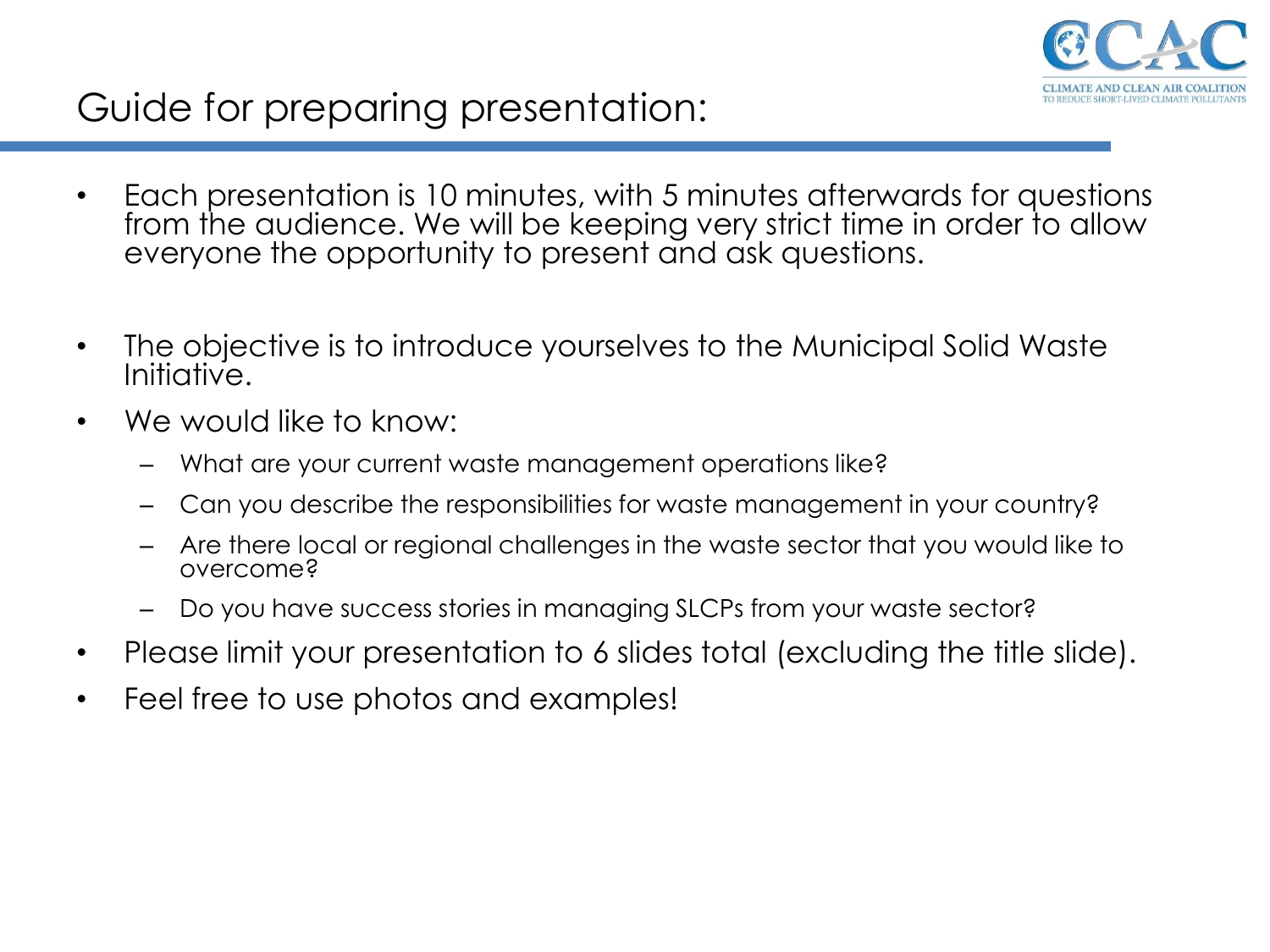# Guide for preparing presentation:

- Each presentation is 10 minutes, with 5 minutes afterwards for questions from the audience. We will be keeping very strict time in order to allow everyone the opportunity to present and ask questions.
- The objective is to introduce yourselves to the Municipal Solid Waste Initiative.
- We would like to know:
  - What are your current waste management operations like?
  - Can you describe the responsibilities for waste management in your country?
  - Are there local or regional challenges in the waste sector that you would like to overcome?
  - Do you have success stories in managing SLCPs from your waste sector?
- Please limit your presentation to 6 slides total (excluding the title slide).
- Feel free to use photos and examples!